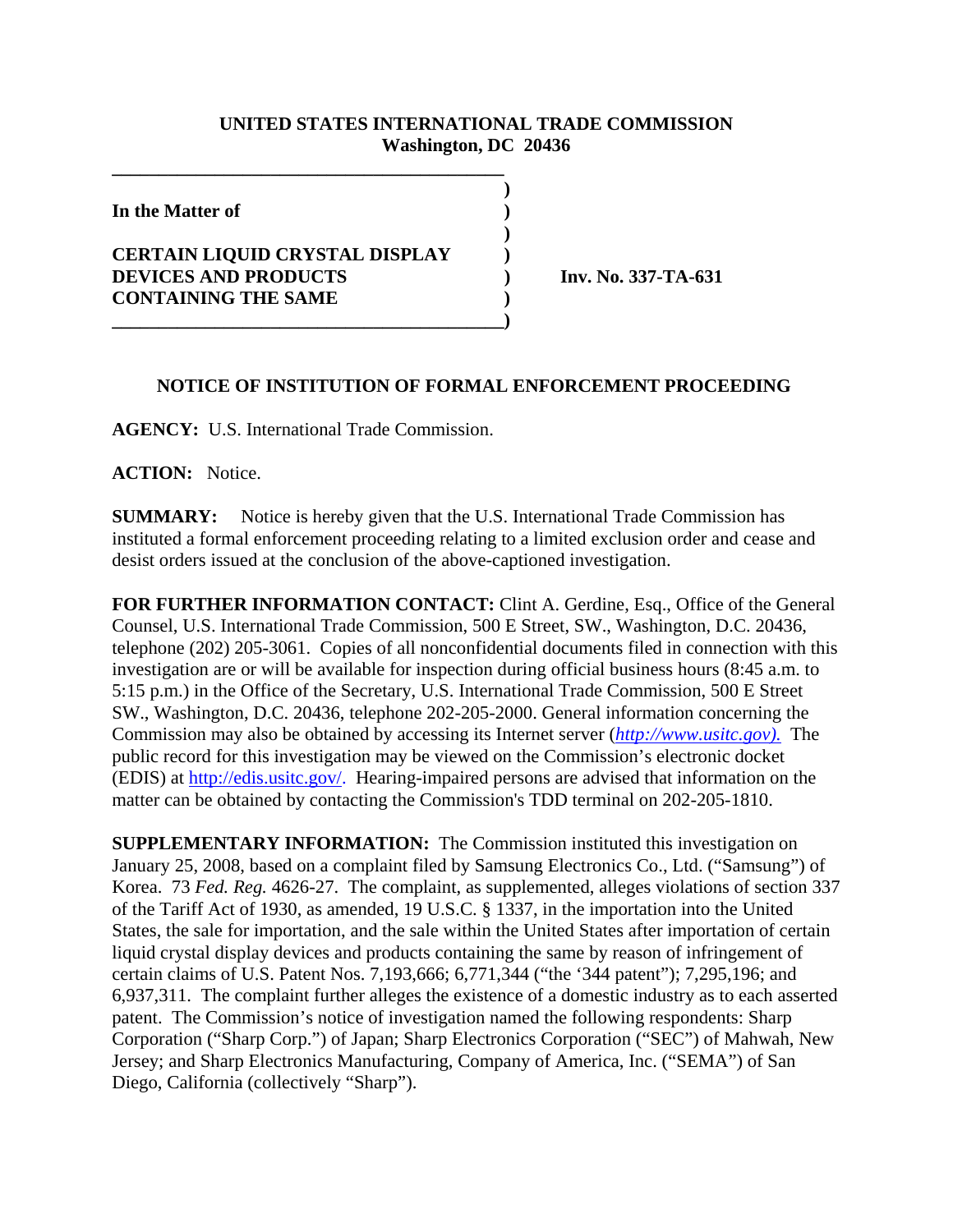**UNITED STATES INTERNATIONAL TRADE COMMISSION**
**Washington, DC 20436**

**In the Matter of**

**CERTAIN LIQUID CRYSTAL DISPLAY DEVICES AND PRODUCTS CONTAINING THE SAME**

**Inv. No. 337-TA-631**

## NOTICE OF INSTITUTION OF FORMAL ENFORCEMENT PROCEEDING

**AGENCY:** U.S. International Trade Commission.

**ACTION:** Notice.

**SUMMARY:** Notice is hereby given that the U.S. International Trade Commission has instituted a formal enforcement proceeding relating to a limited exclusion order and cease and desist orders issued at the conclusion of the above-captioned investigation.

**FOR FURTHER INFORMATION CONTACT:** Clint A. Gerdine, Esq., Office of the General Counsel, U.S. International Trade Commission, 500 E Street, SW., Washington, D.C. 20436, telephone (202) 205-3061. Copies of all nonconfidential documents filed in connection with this investigation are or will be available for inspection during official business hours (8:45 a.m. to 5:15 p.m.) in the Office of the Secretary, U.S. International Trade Commission, 500 E Street SW., Washington, D.C. 20436, telephone 202-205-2000. General information concerning the Commission may also be obtained by accessing its Internet server (*http://www.usitc.gov).* The public record for this investigation may be viewed on the Commission's electronic docket (EDIS) at http://edis.usitc.gov/. Hearing-impaired persons are advised that information on the matter can be obtained by contacting the Commission's TDD terminal on 202-205-1810.

**SUPPLEMENTARY INFORMATION:** The Commission instituted this investigation on January 25, 2008, based on a complaint filed by Samsung Electronics Co., Ltd. ("Samsung") of Korea. 73 *Fed. Reg.* 4626-27. The complaint, as supplemented, alleges violations of section 337 of the Tariff Act of 1930, as amended, 19 U.S.C. § 1337, in the importation into the United States, the sale for importation, and the sale within the United States after importation of certain liquid crystal display devices and products containing the same by reason of infringement of certain claims of U.S. Patent Nos. 7,193,666; 6,771,344 ("the '344 patent"); 7,295,196; and 6,937,311. The complaint further alleges the existence of a domestic industry as to each asserted patent. The Commission's notice of investigation named the following respondents: Sharp Corporation ("Sharp Corp.") of Japan; Sharp Electronics Corporation ("SEC") of Mahwah, New Jersey; and Sharp Electronics Manufacturing, Company of America, Inc. ("SEMA") of San Diego, California (collectively "Sharp").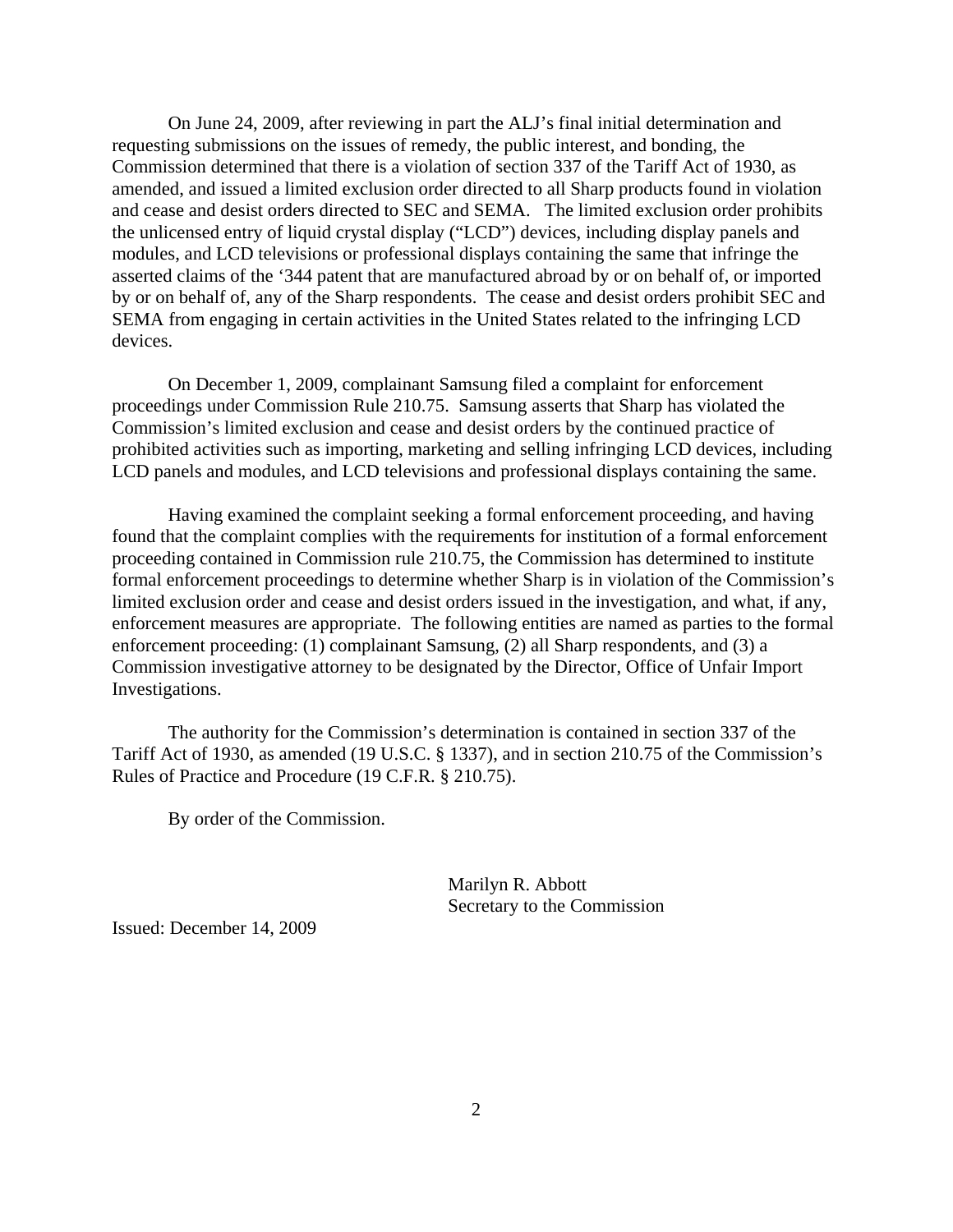On June 24, 2009, after reviewing in part the ALJ's final initial determination and requesting submissions on the issues of remedy, the public interest, and bonding, the Commission determined that there is a violation of section 337 of the Tariff Act of 1930, as amended, and issued a limited exclusion order directed to all Sharp products found in violation and cease and desist orders directed to SEC and SEMA. The limited exclusion order prohibits the unlicensed entry of liquid crystal display ("LCD") devices, including display panels and modules, and LCD televisions or professional displays containing the same that infringe the asserted claims of the '344 patent that are manufactured abroad by or on behalf of, or imported by or on behalf of, any of the Sharp respondents. The cease and desist orders prohibit SEC and SEMA from engaging in certain activities in the United States related to the infringing LCD devices.

On December 1, 2009, complainant Samsung filed a complaint for enforcement proceedings under Commission Rule 210.75. Samsung asserts that Sharp has violated the Commission's limited exclusion and cease and desist orders by the continued practice of prohibited activities such as importing, marketing and selling infringing LCD devices, including LCD panels and modules, and LCD televisions and professional displays containing the same.

Having examined the complaint seeking a formal enforcement proceeding, and having found that the complaint complies with the requirements for institution of a formal enforcement proceeding contained in Commission rule 210.75, the Commission has determined to institute formal enforcement proceedings to determine whether Sharp is in violation of the Commission's limited exclusion order and cease and desist orders issued in the investigation, and what, if any, enforcement measures are appropriate. The following entities are named as parties to the formal enforcement proceeding: (1) complainant Samsung, (2) all Sharp respondents, and (3) a Commission investigative attorney to be designated by the Director, Office of Unfair Import Investigations.

The authority for the Commission's determination is contained in section 337 of the Tariff Act of 1930, as amended (19 U.S.C. § 1337), and in section 210.75 of the Commission's Rules of Practice and Procedure (19 C.F.R. § 210.75).

By order of the Commission.

Marilyn R. Abbott
Secretary to the Commission

Issued: December 14, 2009